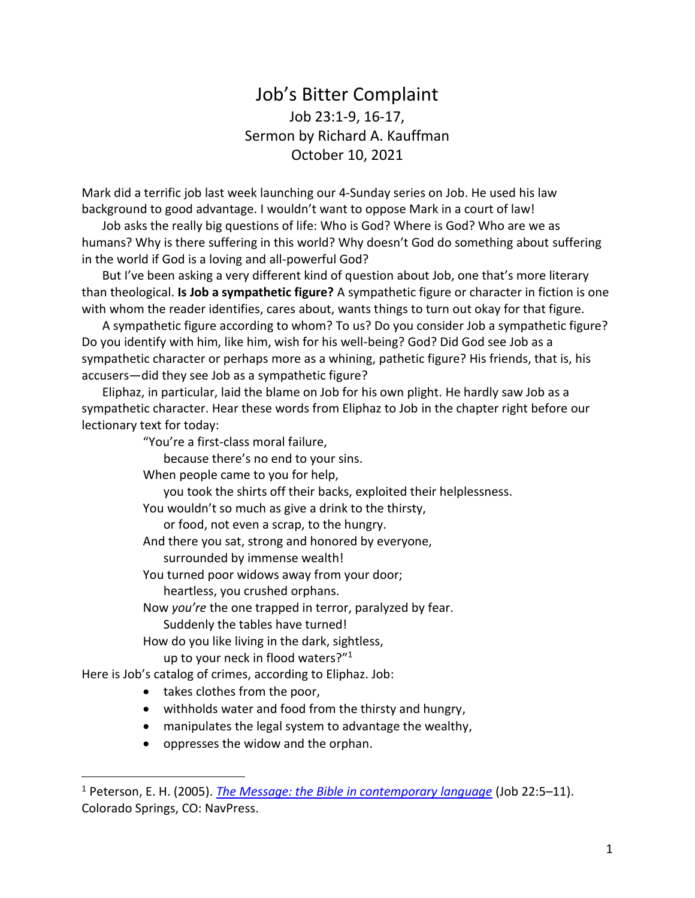# Job's Bitter Complaint

Job 23:1-9, 16-17,
Sermon by Richard A. Kauffman
October 10, 2021

Mark did a terrific job last week launching our 4-Sunday series on Job. He used his law background to good advantage. I wouldn't want to oppose Mark in a court of law!

Job asks the really big questions of life: Who is God? Where is God? Who are we as humans? Why is there suffering in this world? Why doesn't God do something about suffering in the world if God is a loving and all-powerful God?

But I've been asking a very different kind of question about Job, one that's more literary than theological. **Is Job a sympathetic figure?** A sympathetic figure or character in fiction is one with whom the reader identifies, cares about, wants things to turn out okay for that figure.

A sympathetic figure according to whom? To us? Do you consider Job a sympathetic figure? Do you identify with him, like him, wish for his well-being? God? Did God see Job as a sympathetic character or perhaps more as a whining, pathetic figure? His friends, that is, his accusers—did they see Job as a sympathetic figure?

Eliphaz, in particular, laid the blame on Job for his own plight. He hardly saw Job as a sympathetic character. Hear these words from Eliphaz to Job in the chapter right before our lectionary text for today:

> "You're a first-class moral failure,
> because there's no end to your sins.
> When people came to you for help,
> you took the shirts off their backs, exploited their helplessness.
> You wouldn't so much as give a drink to the thirsty,
> or food, not even a scrap, to the hungry.
> And there you sat, strong and honored by everyone,
> surrounded by immense wealth!
> You turned poor widows away from your door;
> heartless, you crushed orphans.
> Now *you're* the one trapped in terror, paralyzed by fear.
> Suddenly the tables have turned!
> How do you like living in the dark, sightless,
> up to your neck in flood waters?"[1]

Here is Job's catalog of crimes, according to Eliphaz. Job:

- takes clothes from the poor,
- withholds water and food from the thirsty and hungry,
- manipulates the legal system to advantage the wealthy,
- oppresses the widow and the orphan.

---

[1] Peterson, E. H. (2005). *The Message: the Bible in contemporary language* (Job 22:5–11). Colorado Springs, CO: NavPress.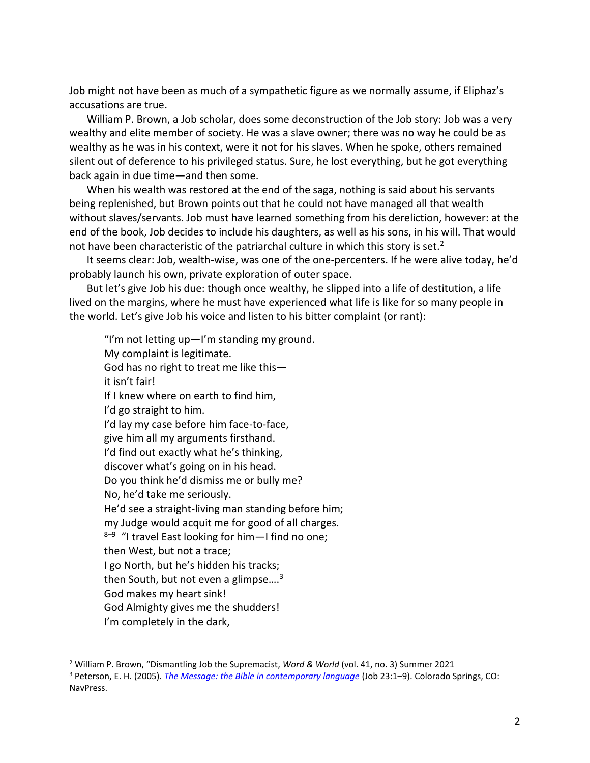Job might not have been as much of a sympathetic figure as we normally assume, if Eliphaz's accusations are true.

William P. Brown, a Job scholar, does some deconstruction of the Job story: Job was a very wealthy and elite member of society. He was a slave owner; there was no way he could be as wealthy as he was in his context, were it not for his slaves. When he spoke, others remained silent out of deference to his privileged status. Sure, he lost everything, but he got everything back again in due time—and then some.

When his wealth was restored at the end of the saga, nothing is said about his servants being replenished, but Brown points out that he could not have managed all that wealth without slaves/servants. Job must have learned something from his dereliction, however: at the end of the book, Job decides to include his daughters, as well as his sons, in his will. That would not have been characteristic of the patriarchal culture in which this story is set.[2]

It seems clear: Job, wealth-wise, was one of the one-percenters. If he were alive today, he'd probably launch his own, private exploration of outer space.

But let's give Job his due: though once wealthy, he slipped into a life of destitution, a life lived on the margins, where he must have experienced what life is like for so many people in the world. Let's give Job his voice and listen to his bitter complaint (or rant):

> "I'm not letting up—I'm standing my ground.
> My complaint is legitimate.
> God has no right to treat me like this—
> it isn't fair!
> If I knew where on earth to find him,
> I'd go straight to him.
> I'd lay my case before him face-to-face,
> give him all my arguments firsthand.
> I'd find out exactly what he's thinking,
> discover what's going on in his head.
> Do you think he'd dismiss me or bully me?
> No, he'd take me seriously.
> He'd see a straight-living man standing before him;
> my Judge would acquit me for good of all charges.
> [8–9] "I travel East looking for him—I find no one;
> then West, but not a trace;
> I go North, but he's hidden his tracks;
> then South, but not even a glimpse….[3]
> God makes my heart sink!
> God Almighty gives me the shudders!
> I'm completely in the dark,

---

[2] William P. Brown, "Dismantling Job the Supremacist, *Word & World* (vol. 41, no. 3) Summer 2021

[3] Peterson, E. H. (2005). *The Message: the Bible in contemporary language* (Job 23:1–9). Colorado Springs, CO: NavPress.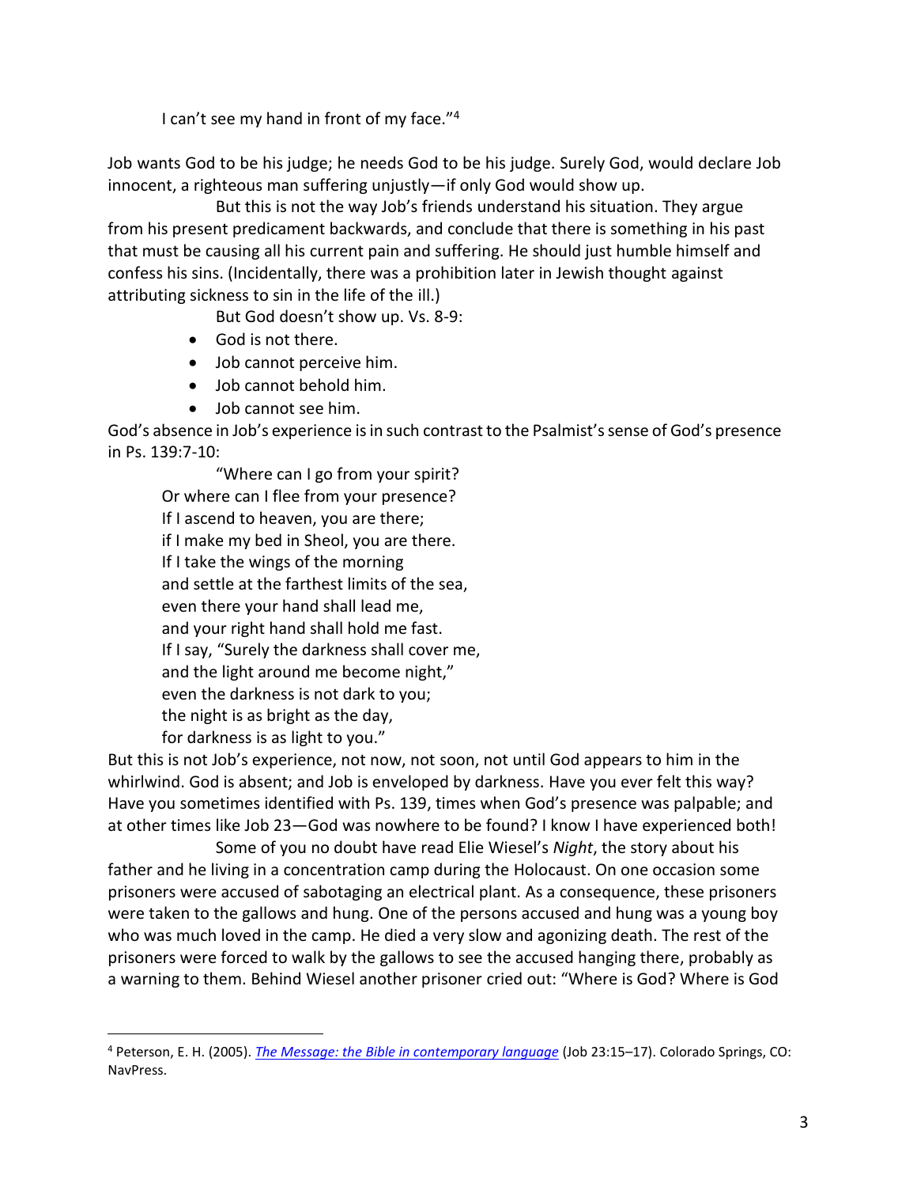I can't see my hand in front of my face."[4]

Job wants God to be his judge; he needs God to be his judge. Surely God, would declare Job innocent, a righteous man suffering unjustly—if only God would show up.

But this is not the way Job's friends understand his situation. They argue from his present predicament backwards, and conclude that there is something in his past that must be causing all his current pain and suffering. He should just humble himself and confess his sins. (Incidentally, there was a prohibition later in Jewish thought against attributing sickness to sin in the life of the ill.)

But God doesn't show up. Vs. 8-9:

- God is not there.
- Job cannot perceive him.
- Job cannot behold him.
- Job cannot see him.

God's absence in Job's experience is in such contrast to the Psalmist's sense of God's presence in Ps. 139:7-10:

> "Where can I go from your spirit?
> Or where can I flee from your presence?
> If I ascend to heaven, you are there;
> if I make my bed in Sheol, you are there.
> If I take the wings of the morning
> and settle at the farthest limits of the sea,
> even there your hand shall lead me,
> and your right hand shall hold me fast.
> If I say, "Surely the darkness shall cover me,
> and the light around me become night,"
> even the darkness is not dark to you;
> the night is as bright as the day,
> for darkness is as light to you."

But this is not Job's experience, not now, not soon, not until God appears to him in the whirlwind. God is absent; and Job is enveloped by darkness. Have you ever felt this way? Have you sometimes identified with Ps. 139, times when God's presence was palpable; and at other times like Job 23—God was nowhere to be found? I know I have experienced both!

Some of you no doubt have read Elie Wiesel's *Night*, the story about his father and he living in a concentration camp during the Holocaust. On one occasion some prisoners were accused of sabotaging an electrical plant. As a consequence, these prisoners were taken to the gallows and hung. One of the persons accused and hung was a young boy who was much loved in the camp. He died a very slow and agonizing death. The rest of the prisoners were forced to walk by the gallows to see the accused hanging there, probably as a warning to them. Behind Wiesel another prisoner cried out: "Where is God? Where is God

---

[4] Peterson, E. H. (2005). *The Message: the Bible in contemporary language* (Job 23:15–17). Colorado Springs, CO: NavPress.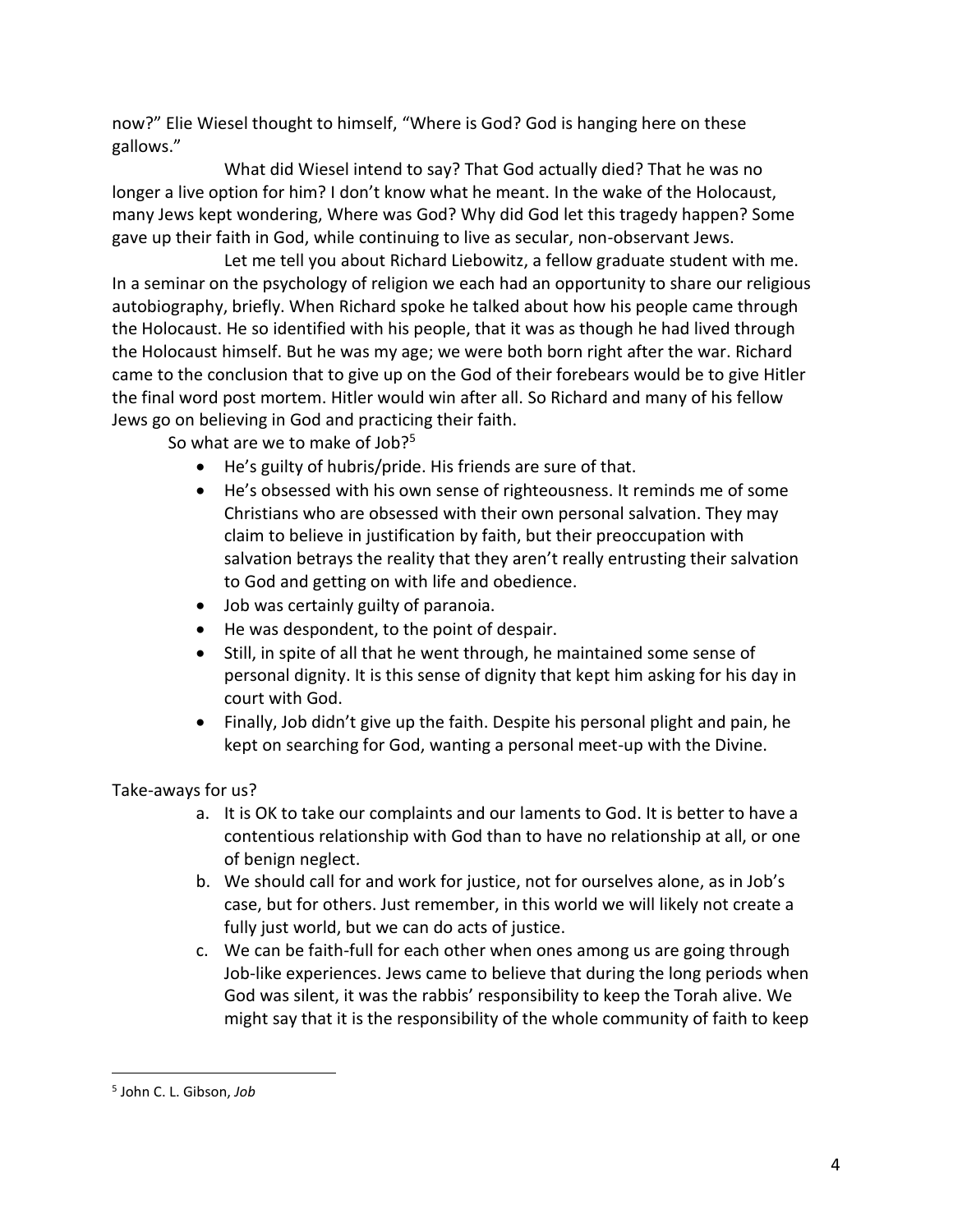now?" Elie Wiesel thought to himself, "Where is God? God is hanging here on these gallows."

What did Wiesel intend to say? That God actually died? That he was no longer a live option for him? I don't know what he meant. In the wake of the Holocaust, many Jews kept wondering, Where was God? Why did God let this tragedy happen? Some gave up their faith in God, while continuing to live as secular, non-observant Jews.

Let me tell you about Richard Liebowitz, a fellow graduate student with me. In a seminar on the psychology of religion we each had an opportunity to share our religious autobiography, briefly. When Richard spoke he talked about how his people came through the Holocaust. He so identified with his people, that it was as though he had lived through the Holocaust himself. But he was my age; we were both born right after the war. Richard came to the conclusion that to give up on the God of their forebears would be to give Hitler the final word post mortem. Hitler would win after all. So Richard and many of his fellow Jews go on believing in God and practicing their faith.

So what are we to make of Job?[5]

- He's guilty of hubris/pride. His friends are sure of that.
- He's obsessed with his own sense of righteousness. It reminds me of some Christians who are obsessed with their own personal salvation. They may claim to believe in justification by faith, but their preoccupation with salvation betrays the reality that they aren't really entrusting their salvation to God and getting on with life and obedience.
- Job was certainly guilty of paranoia.
- He was despondent, to the point of despair.
- Still, in spite of all that he went through, he maintained some sense of personal dignity. It is this sense of dignity that kept him asking for his day in court with God.
- Finally, Job didn't give up the faith. Despite his personal plight and pain, he kept on searching for God, wanting a personal meet-up with the Divine.

Take-aways for us?

a. It is OK to take our complaints and our laments to God. It is better to have a contentious relationship with God than to have no relationship at all, or one of benign neglect.
b. We should call for and work for justice, not for ourselves alone, as in Job's case, but for others. Just remember, in this world we will likely not create a fully just world, but we can do acts of justice.
c. We can be faith-full for each other when ones among us are going through Job-like experiences. Jews came to believe that during the long periods when God was silent, it was the rabbis' responsibility to keep the Torah alive. We might say that it is the responsibility of the whole community of faith to keep

---

[5] John C. L. Gibson, *Job*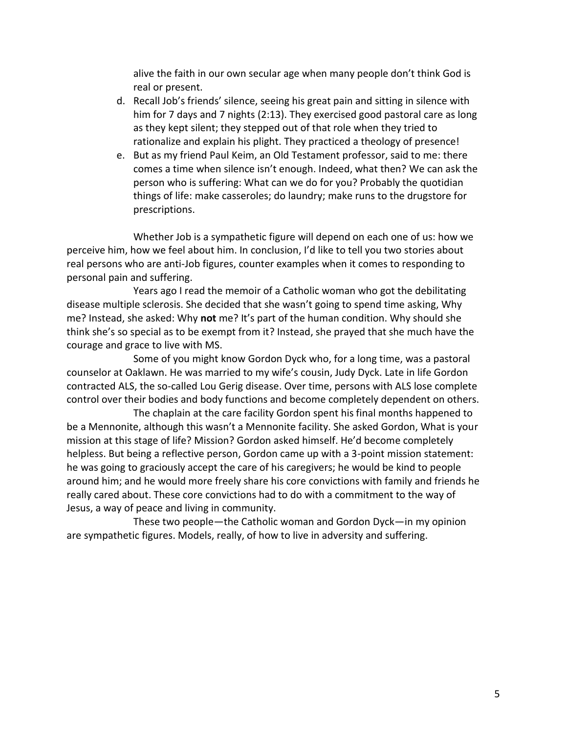alive the faith in our own secular age when many people don't think God is real or present.

d. Recall Job's friends' silence, seeing his great pain and sitting in silence with him for 7 days and 7 nights (2:13). They exercised good pastoral care as long as they kept silent; they stepped out of that role when they tried to rationalize and explain his plight. They practiced a theology of presence!
e. But as my friend Paul Keim, an Old Testament professor, said to me: there comes a time when silence isn't enough. Indeed, what then? We can ask the person who is suffering: What can we do for you? Probably the quotidian things of life: make casseroles; do laundry; make runs to the drugstore for prescriptions.

Whether Job is a sympathetic figure will depend on each one of us: how we perceive him, how we feel about him. In conclusion, I'd like to tell you two stories about real persons who are anti-Job figures, counter examples when it comes to responding to personal pain and suffering.

Years ago I read the memoir of a Catholic woman who got the debilitating disease multiple sclerosis. She decided that she wasn't going to spend time asking, Why me? Instead, she asked: Why **not** me? It's part of the human condition. Why should she think she's so special as to be exempt from it? Instead, she prayed that she much have the courage and grace to live with MS.

Some of you might know Gordon Dyck who, for a long time, was a pastoral counselor at Oaklawn. He was married to my wife's cousin, Judy Dyck. Late in life Gordon contracted ALS, the so-called Lou Gerig disease. Over time, persons with ALS lose complete control over their bodies and body functions and become completely dependent on others.

The chaplain at the care facility Gordon spent his final months happened to be a Mennonite, although this wasn't a Mennonite facility. She asked Gordon, What is your mission at this stage of life? Mission? Gordon asked himself. He'd become completely helpless. But being a reflective person, Gordon came up with a 3-point mission statement: he was going to graciously accept the care of his caregivers; he would be kind to people around him; and he would more freely share his core convictions with family and friends he really cared about. These core convictions had to do with a commitment to the way of Jesus, a way of peace and living in community.

These two people—the Catholic woman and Gordon Dyck—in my opinion are sympathetic figures. Models, really, of how to live in adversity and suffering.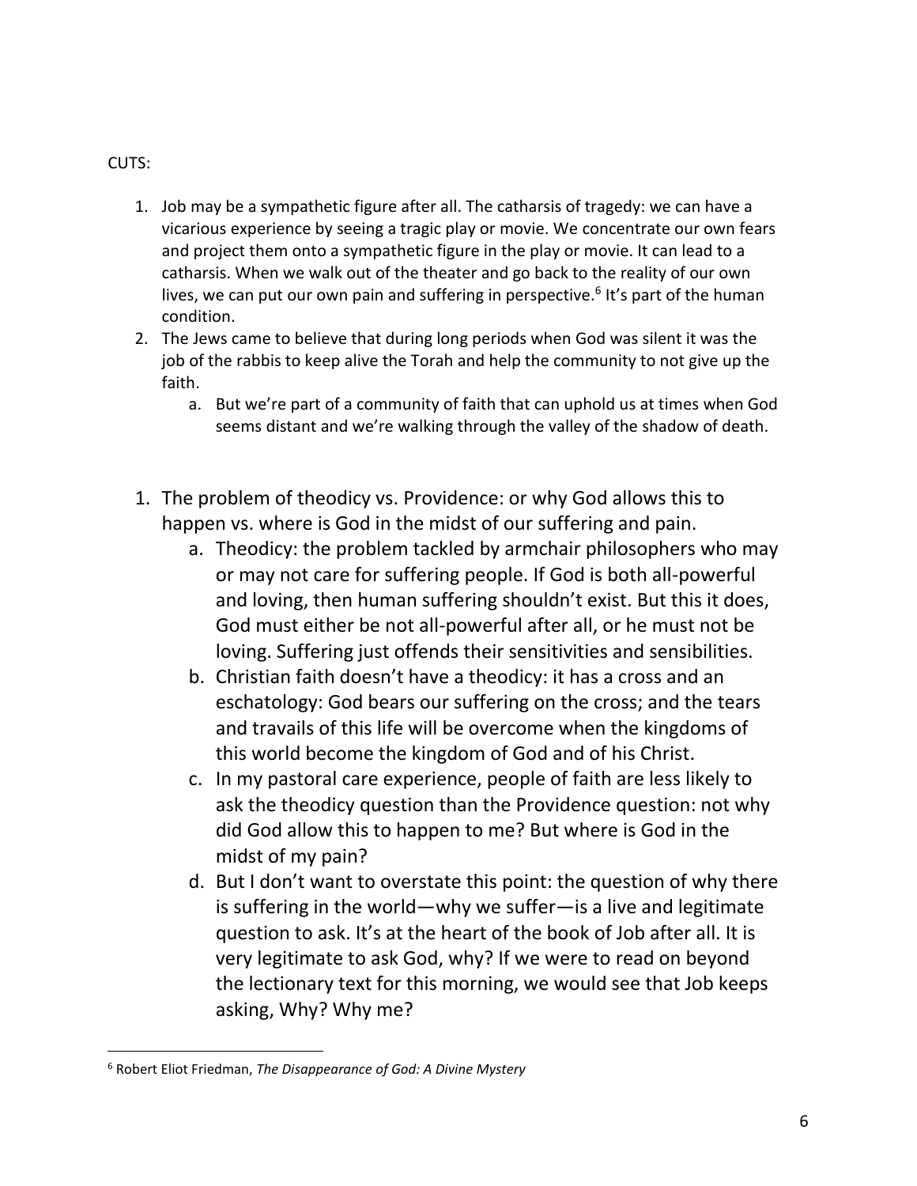CUTS:

1. Job may be a sympathetic figure after all. The catharsis of tragedy: we can have a vicarious experience by seeing a tragic play or movie. We concentrate our own fears and project them onto a sympathetic figure in the play or movie. It can lead to a catharsis. When we walk out of the theater and go back to the reality of our own lives, we can put our own pain and suffering in perspective.[6] It's part of the human condition.
2. The Jews came to believe that during long periods when God was silent it was the job of the rabbis to keep alive the Torah and help the community to not give up the faith.
   a. But we're part of a community of faith that can uphold us at times when God seems distant and we're walking through the valley of the shadow of death.

1. The problem of theodicy vs. Providence: or why God allows this to happen vs. where is God in the midst of our suffering and pain.
   a. Theodicy: the problem tackled by armchair philosophers who may or may not care for suffering people. If God is both all-powerful and loving, then human suffering shouldn't exist. But this it does, God must either be not all-powerful after all, or he must not be loving. Suffering just offends their sensitivities and sensibilities.
   b. Christian faith doesn't have a theodicy: it has a cross and an eschatology: God bears our suffering on the cross; and the tears and travails of this life will be overcome when the kingdoms of this world become the kingdom of God and of his Christ.
   c. In my pastoral care experience, people of faith are less likely to ask the theodicy question than the Providence question: not why did God allow this to happen to me? But where is God in the midst of my pain?
   d. But I don't want to overstate this point: the question of why there is suffering in the world—why we suffer—is a live and legitimate question to ask. It's at the heart of the book of Job after all. It is very legitimate to ask God, why? If we were to read on beyond the lectionary text for this morning, we would see that Job keeps asking, Why? Why me?

[6] Robert Eliot Friedman, *The Disappearance of God: A Divine Mystery*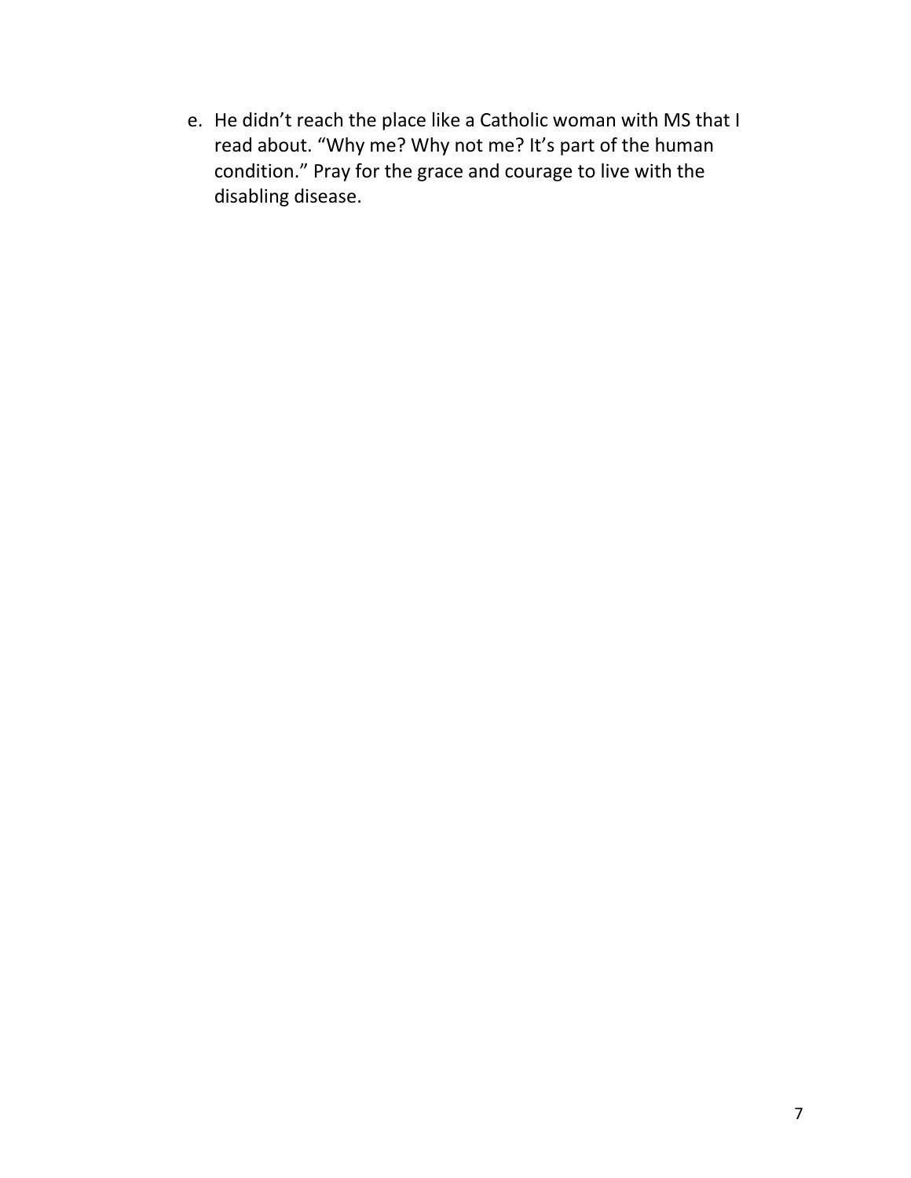e. He didn’t reach the place like a Catholic woman with MS that I read about. “Why me? Why not me? It’s part of the human condition.” Pray for the grace and courage to live with the disabling disease.